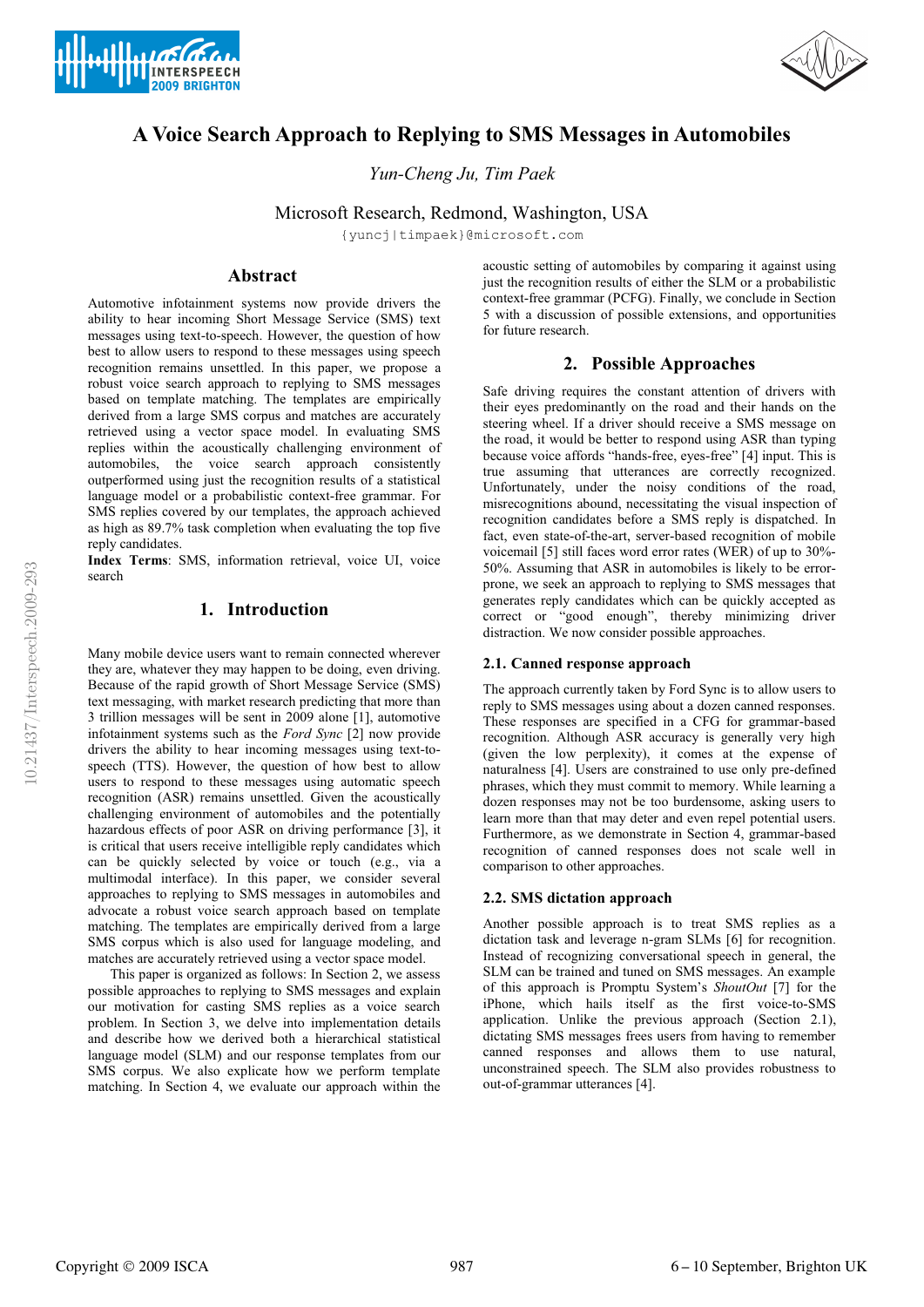# A Voice Search Approach to Replying to SMS Messages in Automobiles

*Yun-Cheng Ju, Tim Paek*

Microsoft Research, Redmond, Washington, USA

{yuncj|timpaek}@microsoft.com

## Abstract

Automotive infotainment systems now provide drivers the ability to hear incoming Short Message Service (SMS) text messages using text-to-speech. However, the question of how best to allow users to respond to these messages using speech recognition remains unsettled. In this paper, we propose a robust voice search approach to replying to SMS messages based on template matching. The templates are empirically derived from a large SMS corpus and matches are accurately retrieved using a vector space model. In evaluating SMS replies within the acoustically challenging environment of automobiles, the voice search approach consistently outperformed using just the recognition results of a statistical language model or a probabilistic context-free grammar. For SMS replies covered by our templates, the approach achieved as high as 89.7% task completion when evaluating the top five reply candidates.

**Index Terms**: SMS, information retrieval, voice UI, voice search

## 1. Introduction

Many mobile device users want to remain connected wherever they are, whatever they may happen to be doing, even driving. Because of the rapid growth of Short Message Service (SMS) text messaging, with market research predicting that more than 3 trillion messages will be sent in 2009 alone [1], automotive infotainment systems such as the *Ford Sync* [2] now provide drivers the ability to hear incoming messages using text-to-speech (TTS). However, the question of how best to allow users to respond to these messages using automatic speech recognition (ASR) remains unsettled. Given the acoustically challenging environment of automobiles and the potentially hazardous effects of poor ASR on driving performance [3], it is critical that users receive intelligible reply candidates which can be quickly selected by voice or touch (e.g., via a multimodal interface). In this paper, we consider several approaches to replying to SMS messages in automobiles and advocate a robust voice search approach based on template matching. The templates are empirically derived from a large SMS corpus which is also used for language modeling, and matches are accurately retrieved using a vector space model.

This paper is organized as follows: In Section 2, we assess possible approaches to replying to SMS messages and explain our motivation for casting SMS replies as a voice search problem. In Section 3, we delve into implementation details and describe how we derived both a hierarchical statistical language model (SLM) and our response templates from our SMS corpus. We also explicate how we perform template matching. In Section 4, we evaluate our approach within the acoustic setting of automobiles by comparing it against using just the recognition results of either the SLM or a probabilistic context-free grammar (PCFG). Finally, we conclude in Section 5 with a discussion of possible extensions, and opportunities for future research.

## 2. Possible Approaches

Safe driving requires the constant attention of drivers with their eyes predominantly on the road and their hands on the steering wheel. If a driver should receive a SMS message on the road, it would be better to respond using ASR than typing because voice affords "hands-free, eyes-free" [4] input. This is true assuming that utterances are correctly recognized. Unfortunately, under the noisy conditions of the road, misrecognitions abound, necessitating the visual inspection of recognition candidates before a SMS reply is dispatched. In fact, even state-of-the-art, server-based recognition of mobile voicemail [5] still faces word error rates (WER) of up to 30%-50%. Assuming that ASR in automobiles is likely to be error-prone, we seek an approach to replying to SMS messages that generates reply candidates which can be quickly accepted as correct or "good enough", thereby minimizing driver distraction. We now consider possible approaches.

### 2.1. Canned response approach

The approach currently taken by Ford Sync is to allow users to reply to SMS messages using about a dozen canned responses. These responses are specified in a CFG for grammar-based recognition. Although ASR accuracy is generally very high (given the low perplexity), it comes at the expense of naturalness [4]. Users are constrained to use only pre-defined phrases, which they must commit to memory. While learning a dozen responses may not be too burdensome, asking users to learn more than that may deter and even repel potential users. Furthermore, as we demonstrate in Section 4, grammar-based recognition of canned responses does not scale well in comparison to other approaches.

### 2.2. SMS dictation approach

Another possible approach is to treat SMS replies as a dictation task and leverage n-gram SLMs [6] for recognition. Instead of recognizing conversational speech in general, the SLM can be trained and tuned on SMS messages. An example of this approach is Promptu System's *ShoutOut* [7] for the iPhone, which hails itself as the first voice-to-SMS application. Unlike the previous approach (Section 2.1), dictating SMS messages frees users from having to remember canned responses and allows them to use natural, unconstrained speech. The SLM also provides robustness to out-of-grammar utterances [4].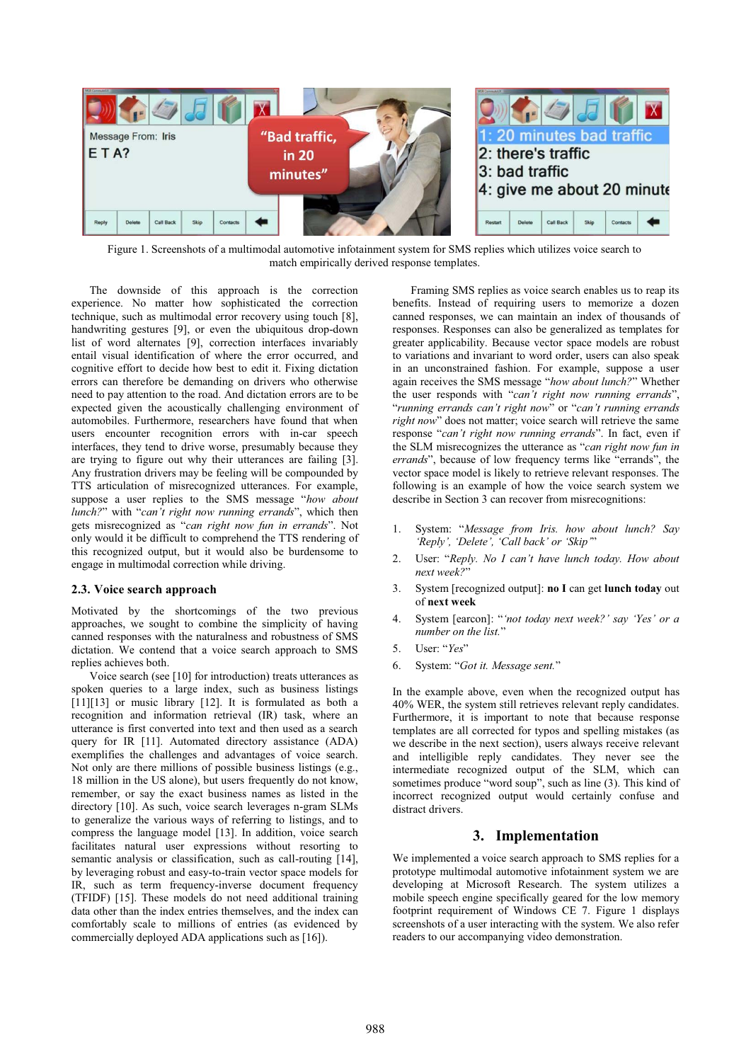Figure 1. Screenshots of a multimodal automotive infotainment system for SMS replies which utilizes voice search to match empirically derived response templates.

The downside of this approach is the correction experience. No matter how sophisticated the correction technique, such as multimodal error recovery using touch [8], handwriting gestures [9], or even the ubiquitous drop-down list of word alternates [9], correction interfaces invariably entail visual identification of where the error occurred, and cognitive effort to decide how best to edit it. Fixing dictation errors can therefore be demanding on drivers who otherwise need to pay attention to the road. And dictation errors are to be expected given the acoustically challenging environment of automobiles. Furthermore, researchers have found that when users encounter recognition errors with in-car speech interfaces, they tend to drive worse, presumably because they are trying to figure out why their utterances are failing [3]. Any frustration drivers may be feeling will be compounded by TTS articulation of misrecognized utterances. For example, suppose a user replies to the SMS message "*how about lunch?*" with "*can't right now running errands*", which then gets misrecognized as "*can right now fun in errands*". Not only would it be difficult to comprehend the TTS rendering of this recognized output, but it would also be burdensome to engage in multimodal correction while driving.

### 2.3. Voice search approach

Motivated by the shortcomings of the two previous approaches, we sought to combine the simplicity of having canned responses with the naturalness and robustness of SMS dictation. We contend that a voice search approach to SMS replies achieves both.

Voice search (see [10] for introduction) treats utterances as spoken queries to a large index, such as business listings [11][13] or music library [12]. It is formulated as both a recognition and information retrieval (IR) task, where an utterance is first converted into text and then used as a search query for IR [11]. Automated directory assistance (ADA) exemplifies the challenges and advantages of voice search. Not only are there millions of possible business listings (e.g., 18 million in the US alone), but users frequently do not know, remember, or say the exact business names as listed in the directory [10]. As such, voice search leverages n-gram SLMs to generalize the various ways of referring to listings, and to compress the language model [13]. In addition, voice search facilitates natural user expressions without resorting to semantic analysis or classification, such as call-routing [14], by leveraging robust and easy-to-train vector space models for IR, such as term frequency-inverse document frequency (TFIDF) [15]. These models do not need additional training data other than the index entries themselves, and the index can comfortably scale to millions of entries (as evidenced by commercially deployed ADA applications such as [16]).

Framing SMS replies as voice search enables us to reap its benefits. Instead of requiring users to memorize a dozen canned responses, we can maintain an index of thousands of responses. Responses can also be generalized as templates for greater applicability. Because vector space models are robust to variations and invariant to word order, users can also speak in an unconstrained fashion. For example, suppose a user again receives the SMS message "*how about lunch?*" Whether the user responds with "*can't right now running errands*", "*running errands can't right now*" or "*can't running errands right now*" does not matter; voice search will retrieve the same response "*can't right now running errands*". In fact, even if the SLM misrecognizes the utterance as "*can right now fun in errands*", because of low frequency terms like "errands", the vector space model is likely to retrieve relevant responses. The following is an example of how the voice search system we describe in Section 3 can recover from misrecognitions:

1. System: "*Message from Iris. how about lunch? Say 'Reply', 'Delete', 'Call back' or 'Skip'*"
2. User: "*Reply. No I can't have lunch today. How about next week?*"
3. System [recognized output]: **no I** can get **lunch today** out of **next week**
4. System [earcon]: "*'not today next week?' say 'Yes' or a number on the list.*"
5. User: "*Yes*"
6. System: "*Got it. Message sent.*"

In the example above, even when the recognized output has 40% WER, the system still retrieves relevant reply candidates. Furthermore, it is important to note that because response templates are all corrected for typos and spelling mistakes (as we describe in the next section), users always receive relevant and intelligible reply candidates. They never see the intermediate recognized output of the SLM, which can sometimes produce "word soup", such as line (3). This kind of incorrect recognized output would certainly confuse and distract drivers.

## 3. Implementation

We implemented a voice search approach to SMS replies for a prototype multimodal automotive infotainment system we are developing at Microsoft Research. The system utilizes a mobile speech engine specifically geared for the low memory footprint requirement of Windows CE 7. Figure 1 displays screenshots of a user interacting with the system. We also refer readers to our accompanying video demonstration.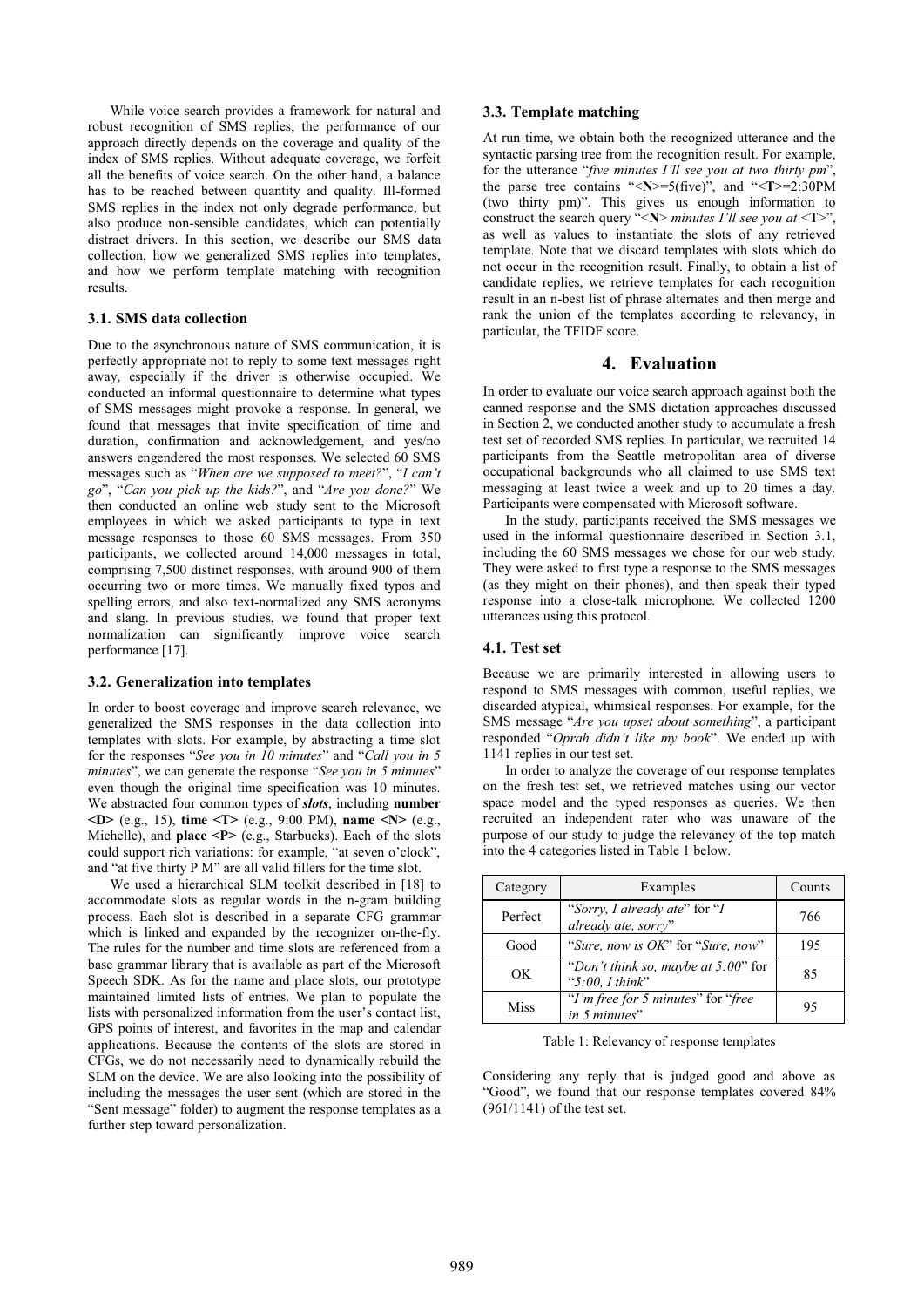While voice search provides a framework for natural and robust recognition of SMS replies, the performance of our approach directly depends on the coverage and quality of the index of SMS replies. Without adequate coverage, we forfeit all the benefits of voice search. On the other hand, a balance has to be reached between quantity and quality. Ill-formed SMS replies in the index not only degrade performance, but also produce non-sensible candidates, which can potentially distract drivers. In this section, we describe our SMS data collection, how we generalized SMS replies into templates, and how we perform template matching with recognition results.

### 3.1. SMS data collection

Due to the asynchronous nature of SMS communication, it is perfectly appropriate not to reply to some text messages right away, especially if the driver is otherwise occupied. We conducted an informal questionnaire to determine what types of SMS messages might provoke a response. In general, we found that messages that invite specification of time and duration, confirmation and acknowledgement, and yes/no answers engendered the most responses. We selected 60 SMS messages such as "*When are we supposed to meet?*", "*I can't go*", "*Can you pick up the kids?*", and "*Are you done?*" We then conducted an online web study sent to the Microsoft employees in which we asked participants to type in text message responses to those 60 SMS messages. From 350 participants, we collected around 14,000 messages in total, comprising 7,500 distinct responses, with around 900 of them occurring two or more times. We manually fixed typos and spelling errors, and also text-normalized any SMS acronyms and slang. In previous studies, we found that proper text normalization can significantly improve voice search performance [17].

### 3.2. Generalization into templates

In order to boost coverage and improve search relevance, we generalized the SMS responses in the data collection into templates with slots. For example, by abstracting a time slot for the responses "*See you in 10 minutes*" and "*Call you in 5 minutes*", we can generate the response "*See you in 5 minutes*" even though the original time specification was 10 minutes. We abstracted four common types of ***slots***, including **number <D>** (e.g., 15), **time <T>** (e.g., 9:00 PM), **name <N>** (e.g., Michelle), and **place <P>** (e.g., Starbucks). Each of the slots could support rich variations: for example, "at seven o'clock", and "at five thirty P M" are all valid fillers for the time slot.

We used a hierarchical SLM toolkit described in [18] to accommodate slots as regular words in the n-gram building process. Each slot is described in a separate CFG grammar which is linked and expanded by the recognizer on-the-fly. The rules for the number and time slots are referenced from a base grammar library that is available as part of the Microsoft Speech SDK. As for the name and place slots, our prototype maintained limited lists of entries. We plan to populate the lists with personalized information from the user's contact list, GPS points of interest, and favorites in the map and calendar applications. Because the contents of the slots are stored in CFGs, we do not necessarily need to dynamically rebuild the SLM on the device. We are also looking into the possibility of including the messages the user sent (which are stored in the "Sent message" folder) to augment the response templates as a further step toward personalization.

### 3.3. Template matching

At run time, we obtain both the recognized utterance and the syntactic parsing tree from the recognition result. For example, for the utterance "*five minutes I'll see you at two thirty pm*", the parse tree contains "<**N**>=5(five)", and "<**T**>=2:30PM (two thirty pm)". This gives us enough information to construct the search query "<**N**> *minutes I'll see you at* <**T**>", as well as values to instantiate the slots of any retrieved template. Note that we discard templates with slots which do not occur in the recognition result. Finally, to obtain a list of candidate replies, we retrieve templates for each recognition result in an n-best list of phrase alternates and then merge and rank the union of the templates according to relevancy, in particular, the TFIDF score.

## 4. Evaluation

In order to evaluate our voice search approach against both the canned response and the SMS dictation approaches discussed in Section 2, we conducted another study to accumulate a fresh test set of recorded SMS replies. In particular, we recruited 14 participants from the Seattle metropolitan area of diverse occupational backgrounds who all claimed to use SMS text messaging at least twice a week and up to 20 times a day. Participants were compensated with Microsoft software.

In the study, participants received the SMS messages we used in the informal questionnaire described in Section 3.1, including the 60 SMS messages we chose for our web study. They were asked to first type a response to the SMS messages (as they might on their phones), and then speak their typed response into a close-talk microphone. We collected 1200 utterances using this protocol.

### 4.1. Test set

Because we are primarily interested in allowing users to respond to SMS messages with common, useful replies, we discarded atypical, whimsical responses. For example, for the SMS message "*Are you upset about something*", a participant responded "*Oprah didn't like my book*". We ended up with 1141 replies in our test set.

In order to analyze the coverage of our response templates on the fresh test set, we retrieved matches using our vector space model and the typed responses as queries. We then recruited an independent rater who was unaware of the purpose of our study to judge the relevancy of the top match into the 4 categories listed in Table 1 below.

| Category | Examples | Counts |
|---|---|---|
| Perfect | "*Sorry, I already ate*" for "*I already ate, sorry*" | 766 |
| Good | "*Sure, now is OK*" for "*Sure, now*" | 195 |
| OK | "*Don't think so, maybe at 5:00*" for "*5:00, I think*" | 85 |
| Miss | "*I'm free for 5 minutes*" for "*free in 5 minutes*" | 95 |

Table 1: Relevancy of response templates

Considering any reply that is judged good and above as "Good", we found that our response templates covered 84% (961/1141) of the test set.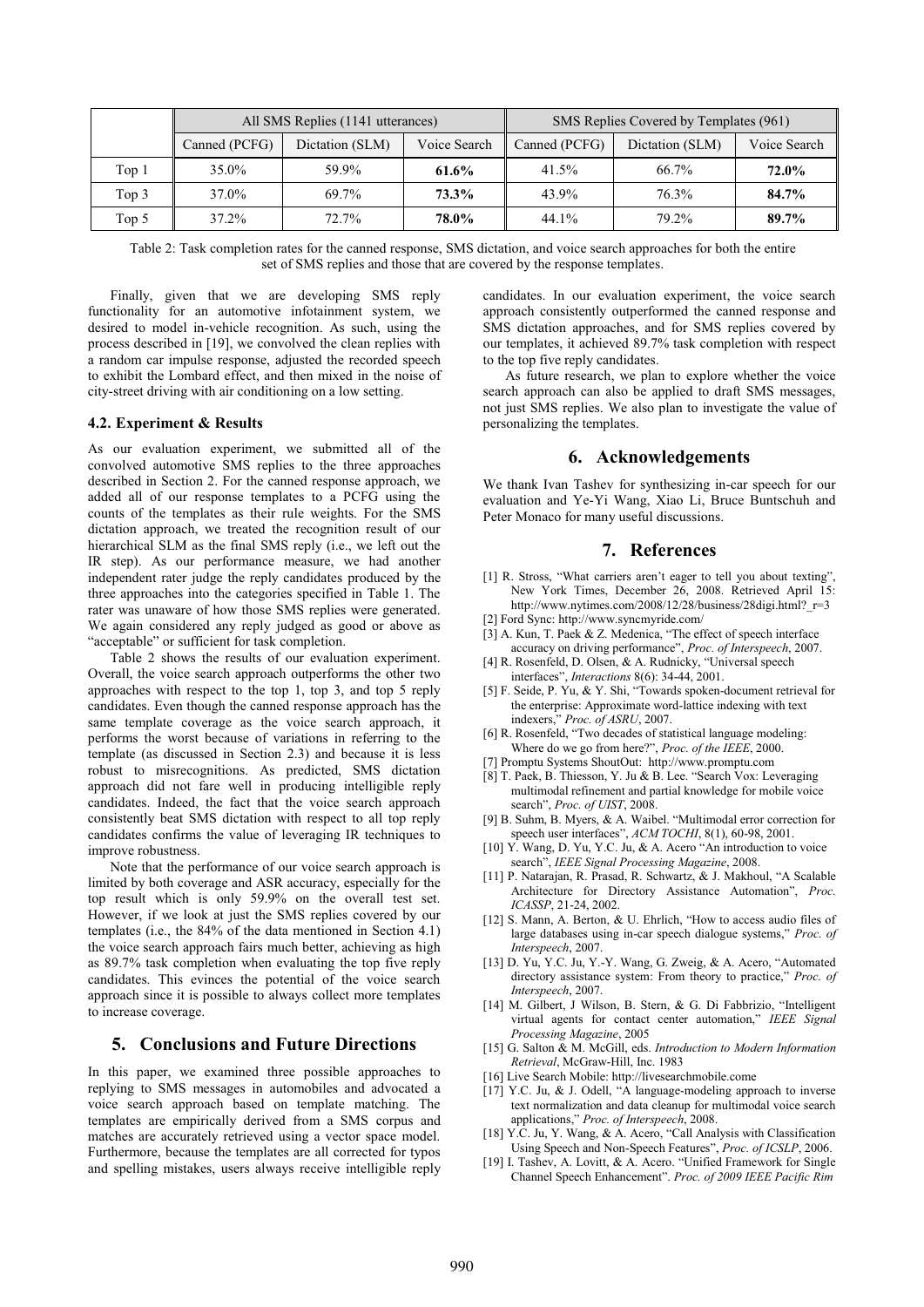| | All SMS Replies (1141 utterances) | | | SMS Replies Covered by Templates (961) | | |
|---|---|---|---|---|---|---|
| | Canned (PCFG) | Dictation (SLM) | Voice Search | Canned (PCFG) | Dictation (SLM) | Voice Search |
| Top 1 | 35.0% | 59.9% | **61.6%** | 41.5% | 66.7% | **72.0%** |
| Top 3 | 37.0% | 69.7% | **73.3%** | 43.9% | 76.3% | **84.7%** |
| Top 5 | 37.2% | 72.7% | **78.0%** | 44.1% | 79.2% | **89.7%** |

Table 2: Task completion rates for the canned response, SMS dictation, and voice search approaches for both the entire set of SMS replies and those that are covered by the response templates.

Finally, given that we are developing SMS reply functionality for an automotive infotainment system, we desired to model in-vehicle recognition. As such, using the process described in [19], we convolved the clean replies with a random car impulse response, adjusted the recorded speech to exhibit the Lombard effect, and then mixed in the noise of city-street driving with air conditioning on a low setting.

### 4.2. Experiment & Results

As our evaluation experiment, we submitted all of the convolved automotive SMS replies to the three approaches described in Section 2. For the canned response approach, we added all of our response templates to a PCFG using the counts of the templates as their rule weights. For the SMS dictation approach, we treated the recognition result of our hierarchical SLM as the final SMS reply (i.e., we left out the IR step). As our performance measure, we had another independent rater judge the reply candidates produced by the three approaches into the categories specified in Table 1. The rater was unaware of how those SMS replies were generated. We again considered any reply judged as good or above as "acceptable" or sufficient for task completion.

Table 2 shows the results of our evaluation experiment. Overall, the voice search approach outperforms the other two approaches with respect to the top 1, top 3, and top 5 reply candidates. Even though the canned response approach has the same template coverage as the voice search approach, it performs the worst because of variations in referring to the template (as discussed in Section 2.3) and because it is less robust to misrecognitions. As predicted, SMS dictation approach did not fare well in producing intelligible reply candidates. Indeed, the fact that the voice search approach consistently beat SMS dictation with respect to all top reply candidates confirms the value of leveraging IR techniques to improve robustness.

Note that the performance of our voice search approach is limited by both coverage and ASR accuracy, especially for the top result which is only 59.9% on the overall test set. However, if we look at just the SMS replies covered by our templates (i.e., the 84% of the data mentioned in Section 4.1) the voice search approach fairs much better, achieving as high as 89.7% task completion when evaluating the top five reply candidates. This evinces the potential of the voice search approach since it is possible to always collect more templates to increase coverage.

## 5. Conclusions and Future Directions

In this paper, we examined three possible approaches to replying to SMS messages in automobiles and advocated a voice search approach based on template matching. The templates are empirically derived from a SMS corpus and matches are accurately retrieved using a vector space model. Furthermore, because the templates are all corrected for typos and spelling mistakes, users always receive intelligible reply candidates. In our evaluation experiment, the voice search approach consistently outperformed the canned response and SMS dictation approaches, and for SMS replies covered by our templates, it achieved 89.7% task completion with respect to the top five reply candidates.

As future research, we plan to explore whether the voice search approach can also be applied to draft SMS messages, not just SMS replies. We also plan to investigate the value of personalizing the templates.

## 6. Acknowledgements

We thank Ivan Tashev for synthesizing in-car speech for our evaluation and Ye-Yi Wang, Xiao Li, Bruce Buntschuh and Peter Monaco for many useful discussions.

## 7. References

[1] R. Stross, "What carriers aren't eager to tell you about texting", New York Times, December 26, 2008. Retrieved April 15: http://www.nytimes.com/2008/12/28/business/28digi.html?_r=3

[2] Ford Sync: http://www.syncmyride.com/

[3] A. Kun, T. Paek & Z. Medenica, "The effect of speech interface accuracy on driving performance", *Proc. of Interspeech*, 2007.

[4] R. Rosenfeld, D. Olsen, & A. Rudnicky, "Universal speech interfaces", *Interactions* 8(6): 34-44, 2001.

[5] F. Seide, P. Yu, & Y. Shi, "Towards spoken-document retrieval for the enterprise: Approximate word-lattice indexing with text indexers," *Proc. of ASRU*, 2007.

[6] R. Rosenfeld, "Two decades of statistical language modeling: Where do we go from here?", *Proc. of the IEEE*, 2000.

[7] Promptu Systems ShoutOut: http://www.promptu.com

[8] T. Paek, B. Thiesson, Y. Ju & B. Lee. "Search Vox: Leveraging multimodal refinement and partial knowledge for mobile voice search", *Proc. of UIST*, 2008.

[9] B. Suhm, B. Myers, & A. Waibel. "Multimodal error correction for speech user interfaces", *ACM TOCHI*, 8(1), 60-98, 2001.

[10] Y. Wang, D. Yu, Y.C. Ju, & A. Acero "An introduction to voice search", *IEEE Signal Processing Magazine*, 2008.

[11] P. Natarajan, R. Prasad, R. Schwartz, & J. Makhoul, "A Scalable Architecture for Directory Assistance Automation", *Proc. ICASSP*, 21-24, 2002.

[12] S. Mann, A. Berton, & U. Ehrlich, "How to access audio files of large databases using in-car speech dialogue systems," *Proc. of Interspeech*, 2007.

[13] D. Yu, Y.C. Ju, Y.-Y. Wang, G. Zweig, & A. Acero, "Automated directory assistance system: From theory to practice," *Proc. of Interspeech*, 2007.

[14] M. Gilbert, J Wilson, B. Stern, & G. Di Fabbrizio, "Intelligent virtual agents for contact center automation," *IEEE Signal Processing Magazine*, 2005

[15] G. Salton & M. McGill, eds. *Introduction to Modern Information Retrieval*, McGraw-Hill, Inc. 1983

[16] Live Search Mobile: http://livesearchmobile.come

[17] Y.C. Ju, & J. Odell, "A language-modeling approach to inverse text normalization and data cleanup for multimodal voice search applications," *Proc. of Interspeech*, 2008.

[18] Y.C. Ju, Y. Wang, & A. Acero, "Call Analysis with Classification Using Speech and Non-Speech Features", *Proc. of ICSLP*, 2006.

[19] I. Tashev, A. Lovitt, & A. Acero. "Unified Framework for Single Channel Speech Enhancement". *Proc. of 2009 IEEE Pacific Rim*